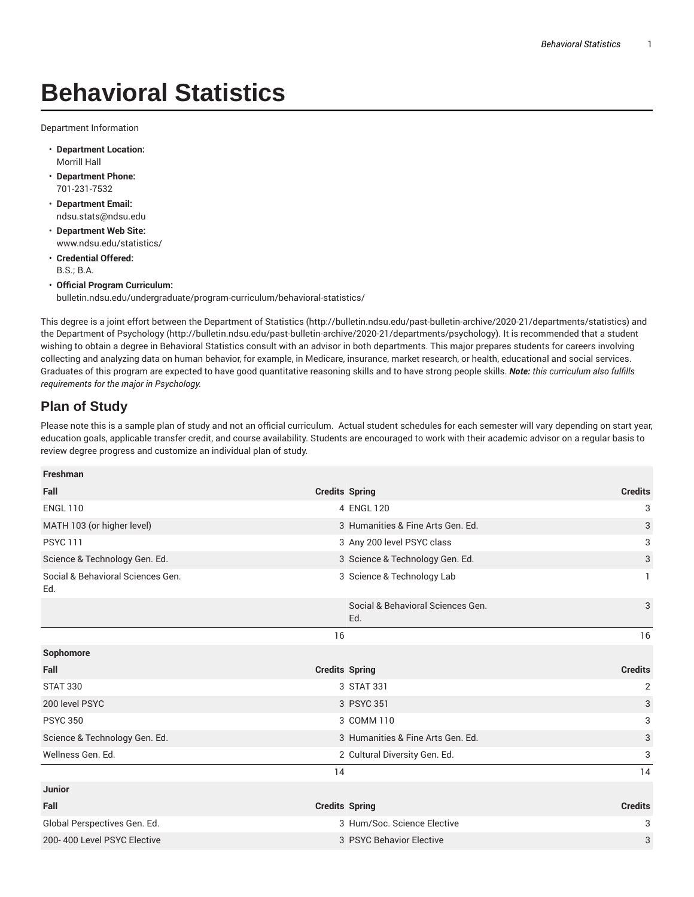# Behavioral Statistics

Department Information

- **Department Location:**
  Morrill Hall
- **Department Phone:**
  701-231-7532
- **Department Email:**
  ndsu.stats@ndsu.edu
- **Department Web Site:**
  www.ndsu.edu/statistics/
- **Credential Offered:**
  B.S.; B.A.
- **Official Program Curriculum:**
  bulletin.ndsu.edu/undergraduate/program-curriculum/behavioral-statistics/

This degree is a joint effort between the Department of Statistics (http://bulletin.ndsu.edu/past-bulletin-archive/2020-21/departments/statistics) and the Department of Psychology (http://bulletin.ndsu.edu/past-bulletin-archive/2020-21/departments/psychology). It is recommended that a student wishing to obtain a degree in Behavioral Statistics consult with an advisor in both departments. This major prepares students for careers involving collecting and analyzing data on human behavior, for example, in Medicare, insurance, market research, or health, educational and social services. Graduates of this program are expected to have good quantitative reasoning skills and to have strong people skills. ***Note:*** *this curriculum also fulfills requirements for the major in Psychology.*

## Plan of Study

Please note this is a sample plan of study and not an official curriculum. Actual student schedules for each semester will vary depending on start year, education goals, applicable transfer credit, and course availability. Students are encouraged to work with their academic advisor on a regular basis to review degree progress and customize an individual plan of study.

| Freshman | | | |
|---|---|---|---|
| **Fall** | **Credits** | **Spring** | **Credits** |
| ENGL 110 | 4 | ENGL 120 | 3 |
| MATH 103 (or higher level) | 3 | Humanities & Fine Arts Gen. Ed. | 3 |
| PSYC 111 | 3 | Any 200 level PSYC class | 3 |
| Science & Technology Gen. Ed. | 3 | Science & Technology Gen. Ed. | 3 |
| Social & Behavioral Sciences Gen. Ed. | 3 | Science & Technology Lab | 1 |
| | | Social & Behavioral Sciences Gen. Ed. | 3 |
| | 16 | | 16 |
| **Sophomore** | | | |
| **Fall** | **Credits** | **Spring** | **Credits** |
| STAT 330 | 3 | STAT 331 | 2 |
| 200 level PSYC | 3 | PSYC 351 | 3 |
| PSYC 350 | 3 | COMM 110 | 3 |
| Science & Technology Gen. Ed. | 3 | Humanities & Fine Arts Gen. Ed. | 3 |
| Wellness Gen. Ed. | 2 | Cultural Diversity Gen. Ed. | 3 |
| | 14 | | 14 |
| **Junior** | | | |
| **Fall** | **Credits** | **Spring** | **Credits** |
| Global Perspectives Gen. Ed. | 3 | Hum/Soc. Science Elective | 3 |
| 200- 400 Level PSYC Elective | 3 | PSYC Behavior Elective | 3 |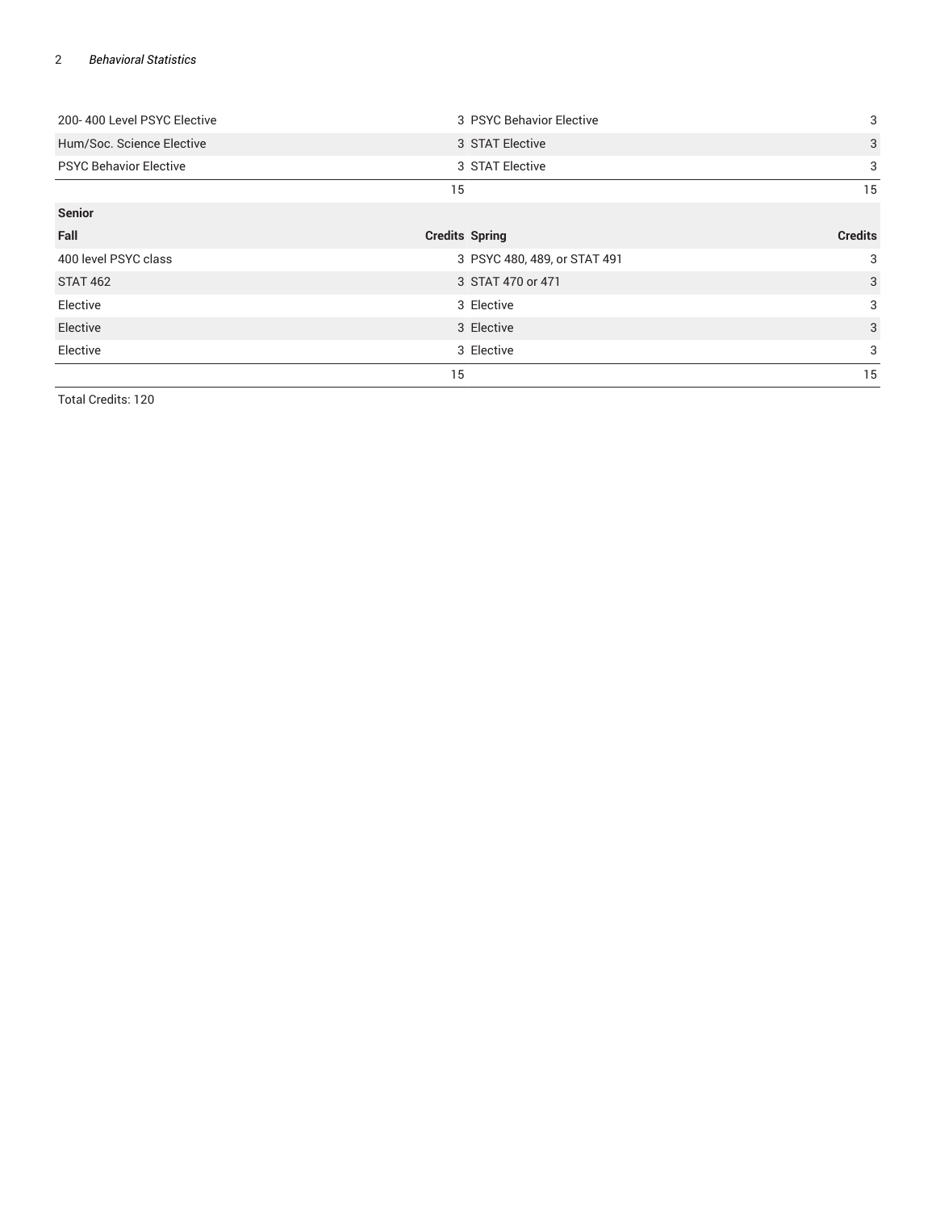| | | | |
|---|---|---|---|
| 200- 400 Level PSYC Elective | 3 | PSYC Behavior Elective | 3 |
| Hum/Soc. Science Elective | 3 | STAT Elective | 3 |
| PSYC Behavior Elective | 3 | STAT Elective | 3 |
| | 15 | | 15 |
| **Senior** | | | |
| **Fall** | **Credits** | **Spring** | **Credits** |
| 400 level PSYC class | 3 | PSYC 480, 489, or STAT 491 | 3 |
| STAT 462 | 3 | STAT 470 or 471 | 3 |
| Elective | 3 | Elective | 3 |
| Elective | 3 | Elective | 3 |
| Elective | 3 | Elective | 3 |
| | 15 | | 15 |

Total Credits: 120